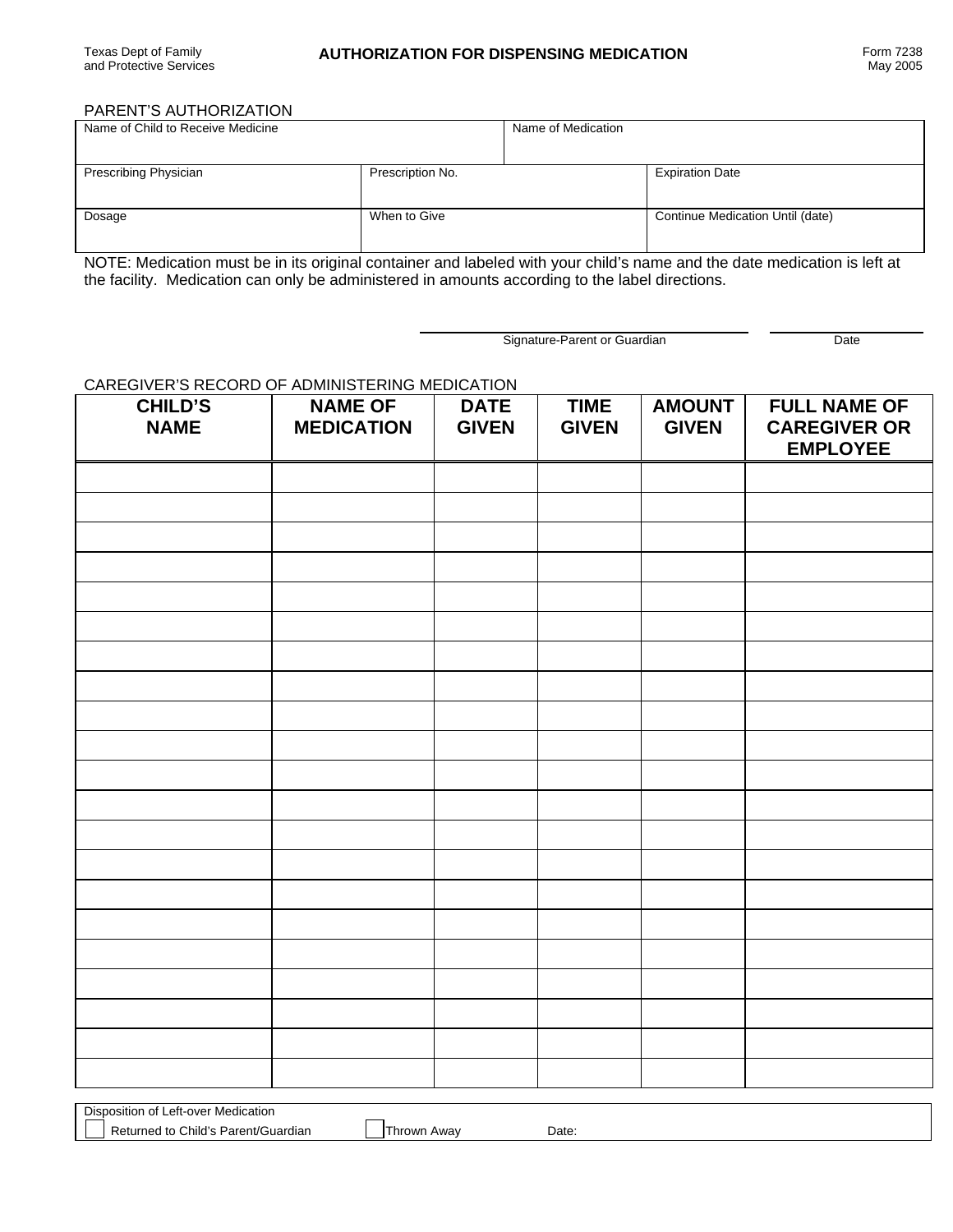Texas Dept of Family and Protective Services

# AUTHORIZATION FOR DISPENSING MEDICATION

Form 7238
May 2005

## PARENT'S AUTHORIZATION

| Name of Child to Receive Medicine | | Name of Medication |
|---|---|---|
| Prescribing Physician | Prescription No. | Expiration Date |
| Dosage | When to Give | Continue Medication Until (date) |

NOTE: Medication must be in its original container and labeled with your child's name and the date medication is left at the facility. Medication can only be administered in amounts according to the label directions.

Signature-Parent or Guardian ____________________ Date __________

## CAREGIVER'S RECORD OF ADMINISTERING MEDICATION

| CHILD'S NAME | NAME OF MEDICATION | DATE GIVEN | TIME GIVEN | AMOUNT GIVEN | FULL NAME OF CAREGIVER OR EMPLOYEE |
|---|---|---|---|---|---|
| | | | | | |
| | | | | | |
| | | | | | |
| | | | | | |
| | | | | | |
| | | | | | |
| | | | | | |
| | | | | | |
| | | | | | |
| | | | | | |
| | | | | | |
| | | | | | |
| | | | | | |
| | | | | | |
| | | | | | |
| | | | | | |
| | | | | | |
| | | | | | |
| | | | | | |
| | | | | | |
| | | | | | |

Disposition of Left-over Medication

☐ Returned to Child's Parent/Guardian ☐ Thrown Away Date: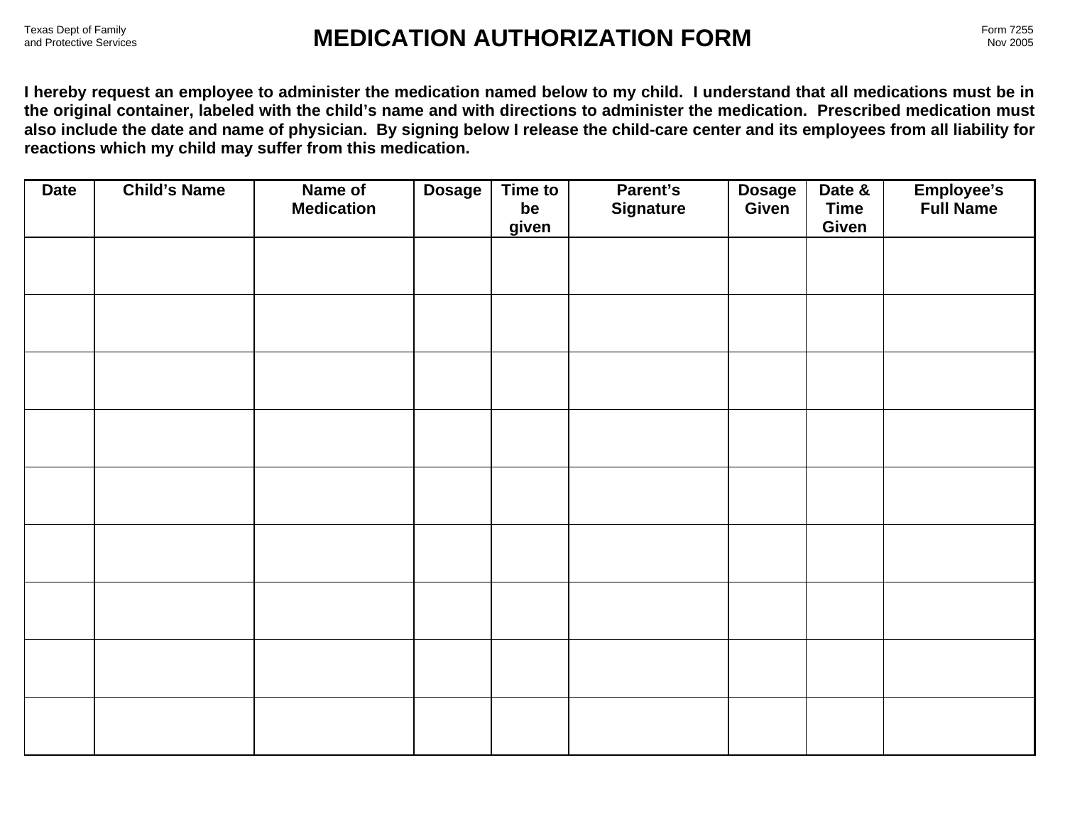Texas Dept of Family and Protective Services

# MEDICATION AUTHORIZATION FORM

Form 7255
Nov 2005

**I hereby request an employee to administer the medication named below to my child. I understand that all medications must be in the original container, labeled with the child's name and with directions to administer the medication. Prescribed medication must also include the date and name of physician. By signing below I release the child-care center and its employees from all liability for reactions which my child may suffer from this medication.**

| Date | Child's Name | Name of Medication | Dosage | Time to be given | Parent's Signature | Dosage Given | Date & Time Given | Employee's Full Name |
|---|---|---|---|---|---|---|---|---|
| | | | | | | | | |
| | | | | | | | | |
| | | | | | | | | |
| | | | | | | | | |
| | | | | | | | | |
| | | | | | | | | |
| | | | | | | | | |
| | | | | | | | | |
| | | | | | | | | |